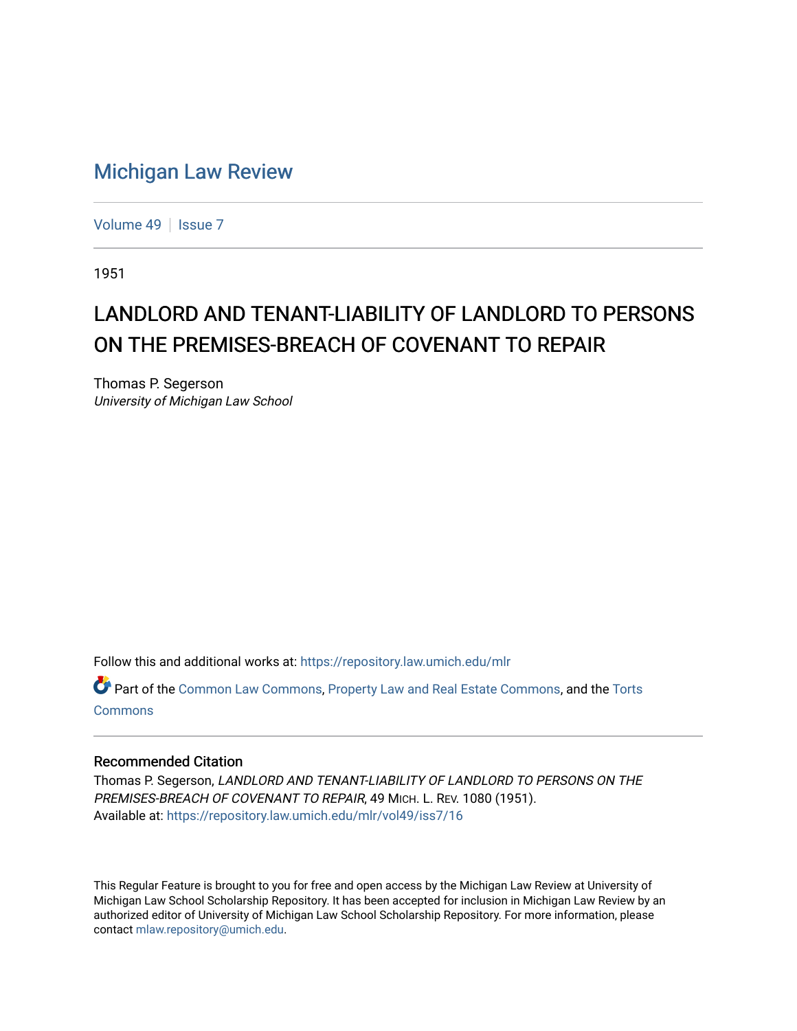# Michigan Law Review

Volume 49 | Issue 7

1951

## LANDLORD AND TENANT-LIABILITY OF LANDLORD TO PERSONS ON THE PREMISES-BREACH OF COVENANT TO REPAIR

Thomas P. Segerson
*University of Michigan Law School*

Follow this and additional works at: https://repository.law.umich.edu/mlr

Part of the Common Law Commons, Property Law and Real Estate Commons, and the Torts Commons

### Recommended Citation

Thomas P. Segerson, *LANDLORD AND TENANT-LIABILITY OF LANDLORD TO PERSONS ON THE PREMISES-BREACH OF COVENANT TO REPAIR*, 49 Mich. L. Rev. 1080 (1951).
Available at: https://repository.law.umich.edu/mlr/vol49/iss7/16

This Regular Feature is brought to you for free and open access by the Michigan Law Review at University of Michigan Law School Scholarship Repository. It has been accepted for inclusion in Michigan Law Review by an authorized editor of University of Michigan Law School Scholarship Repository. For more information, please contact mlaw.repository@umich.edu.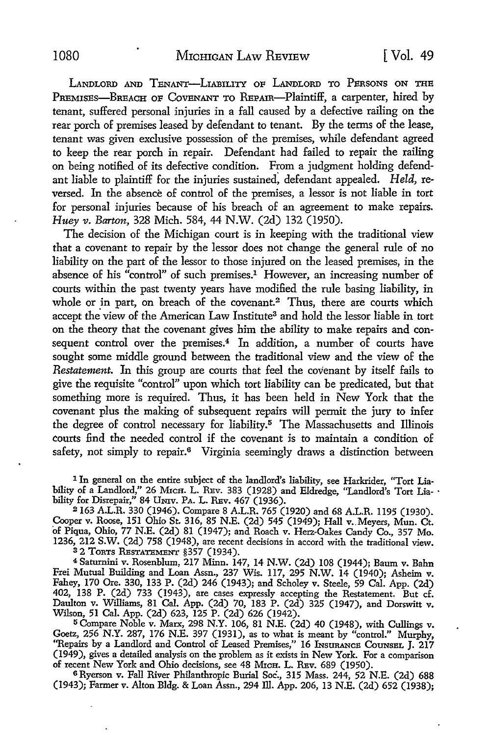LANDLORD AND TENANT—LIABILITY OF LANDLORD TO PERSONS ON THE PREMISES—BREACH OF COVENANT TO REPAIR—Plaintiff, a carpenter, hired by tenant, suffered personal injuries in a fall caused by a defective railing on the rear porch of premises leased by defendant to tenant. By the terms of the lease, tenant was given exclusive possession of the premises, while defendant agreed to keep the rear porch in repair. Defendant had failed to repair the railing on being notified of its defective condition. From a judgment holding defendant liable to plaintiff for the injuries sustained, defendant appealed. *Held,* reversed. In the absence of control of the premises, a lessor is not liable in tort for personal injuries because of his breach of an agreement to make repairs. *Huey v. Barton,* 328 Mich. 584, 44 N.W. (2d) 132 (1950).

The decision of the Michigan court is in keeping with the traditional view that a covenant to repair by the lessor does not change the general rule of no liability on the part of the lessor to those injured on the leased premises, in the absence of his "control" of such premises.[1] However, an increasing number of courts within the past twenty years have modified the rule basing liability, in whole or in part, on breach of the covenant.[2] Thus, there are courts which accept the view of the American Law Institute[3] and hold the lessor liable in tort on the theory that the covenant gives him the ability to make repairs and consequent control over the premises.[4] In addition, a number of courts have sought some middle ground between the traditional view and the view of the *Restatement.* In this group are courts that feel the covenant by itself fails to give the requisite "control" upon which tort liability can be predicated, but that something more is required. Thus, it has been held in New York that the covenant plus the making of subsequent repairs will permit the jury to infer the degree of control necessary for liability.[5] The Massachusetts and Illinois courts find the needed control if the covenant is to maintain a condition of safety, not simply to repair.[6] Virginia seemingly draws a distinction between

---

[1] In general on the entire subject of the landlord's liability, see Harkrider, "Tort Liability of a Landlord," 26 MICH. L. REV. 383 (1928) and Eldredge, "Landlord's Tort Liability for Disrepair," 84 UNIV. PA. L. REV. 467 (1936).

[2] 163 A.L.R. 330 (1946). Compare 8 A.L.R. 765 (1920) and 68 A.L.R. 1195 (1930). Cooper v. Roose, 151 Ohio St. 316, 85 N.E. (2d) 545 (1949); Hall v. Meyers, Mun. Ct. of Piqua, Ohio, 77 N.E. (2d) 81 (1947); and Roach v. Herz-Oakes Candy Co., 357 Mo. 1236, 212 S.W. (2d) 758 (1948), are recent decisions in accord with the traditional view.

[3] 2 TORTS RESTATEMENT §357 (1934).

[4] Saturnini v. Rosenblum, 217 Minn. 147, 14 N.W. (2d) 108 (1944); Baum v. Bahn Frei Mutual Building and Loan Assn., 237 Wis. 117, 295 N.W. 14 (1940); Asheim v. Fahey, 170 Ore. 330, 133 P. (2d) 246 (1943); and Scholey v. Steele, 59 Cal. App. (2d) 402, 138 P. (2d) 733 (1943), are cases expressly accepting the Restatement. But cf. Daulton v. Williams, 81 Cal. App. (2d) 70, 183 P. (2d) 325 (1947), and Dorswitt v. Wilson, 51 Cal. App. (2d) 623, 125 P. (2d) 626 (1942).

[5] Compare Noble v. Marx, 298 N.Y. 106, 81 N.E. (2d) 40 (1948), with Cullings v. Goetz, 256 N.Y. 287, 176 N.E. 397 (1931), as to what is meant by "control." Murphy, "Repairs by a Landlord and Control of Leased Premises," 16 INSURANCE COUNSEL J. 217 (1949), gives a detailed analysis on the problem as it exists in New York. For a comparison of recent New York and Ohio decisions, see 48 MICH. L. REV. 689 (1950).

[6] Ryerson v. Fall River Philanthropic Burial Soc., 315 Mass. 244, 52 N.E. (2d) 688 (1943); Farmer v. Alton Bldg. & Loan Assn., 294 Ill. App. 206, 13 N.E. (2d) 652 (1938);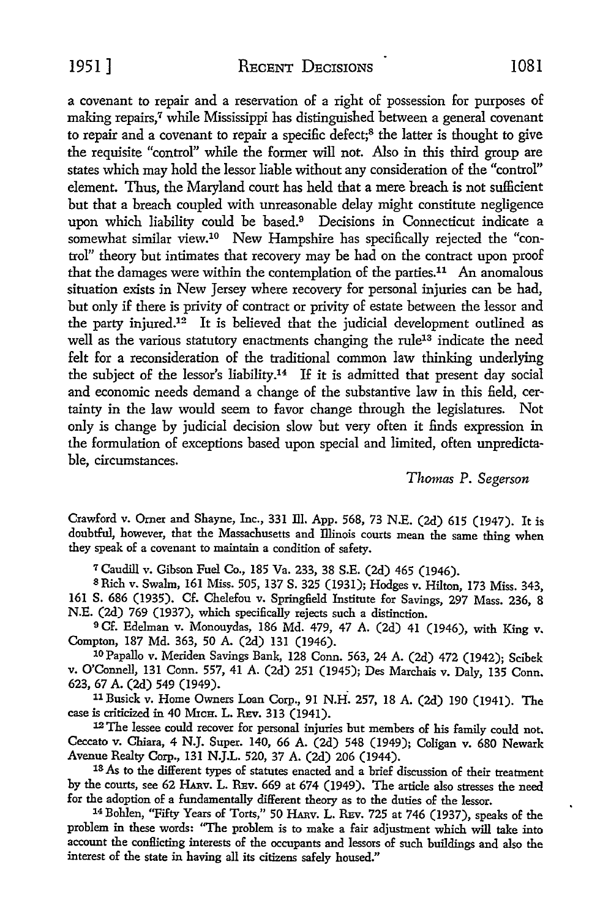a covenant to repair and a reservation of a right of possession for purposes of making repairs,[7] while Mississippi has distinguished between a general covenant to repair and a covenant to repair a specific defect;[8] the latter is thought to give the requisite "control" while the former will not. Also in this third group are states which may hold the lessor liable without any consideration of the "control" element. Thus, the Maryland court has held that a mere breach is not sufficient but that a breach coupled with unreasonable delay might constitute negligence upon which liability could be based.[9] Decisions in Connecticut indicate a somewhat similar view.[10] New Hampshire has specifically rejected the "control" theory but intimates that recovery may be had on the contract upon proof that the damages were within the contemplation of the parties.[11] An anomalous situation exists in New Jersey where recovery for personal injuries can be had, but only if there is privity of contract or privity of estate between the lessor and the party injured.[12] It is believed that the judicial development outlined as well as the various statutory enactments changing the rule[13] indicate the need felt for a reconsideration of the traditional common law thinking underlying the subject of the lessor's liability.[14] If it is admitted that present day social and economic needs demand a change of the substantive law in this field, certainty in the law would seem to favor change through the legislatures. Not only is change by judicial decision slow but very often it finds expression in the formulation of exceptions based upon special and limited, often unpredictable, circumstances.

*Thomas P. Segerson*

Crawford v. Orner and Shayne, Inc., 331 Ill. App. 568, 73 N.E. (2d) 615 (1947). It is doubtful, however, that the Massachusetts and Illinois courts mean the same thing when they speak of a covenant to maintain a condition of safety.

[7] Caudill v. Gibson Fuel Co., 185 Va. 233, 38 S.E. (2d) 465 (1946).

[8] Rich v. Swalm, 161 Miss. 505, 137 S. 325 (1931); Hodges v. Hilton, 173 Miss. 343, 161 S. 686 (1935). Cf. Chelefou v. Springfield Institute for Savings, 297 Mass. 236, 8 N.E. (2d) 769 (1937), which specifically rejects such a distinction.

[9] Cf. Edelman v. Monouydas, 186 Md. 479, 47 A. (2d) 41 (1946), with King v. Compton, 187 Md. 363, 50 A. (2d) 131 (1946).

[10] Papallo v. Meriden Savings Bank, 128 Conn. 563, 24 A. (2d) 472 (1942); Scibek v. O'Connell, 131 Conn. 557, 41 A. (2d) 251 (1945); Des Marchais v. Daly, 135 Conn. 623, 67 A. (2d) 549 (1949).

[11] Busick v. Home Owners Loan Corp., 91 N.H. 257, 18 A. (2d) 190 (1941). The case is criticized in 40 MICH. L. REV. 313 (1941).

[12] The lessee could recover for personal injuries but members of his family could not. Ceccato v. Chiara, 4 N.J. Super. 140, 66 A. (2d) 548 (1949); Coligan v. 680 Newark Avenue Realty Corp., 131 N.J.L. 520, 37 A. (2d) 206 (1944).

[13] As to the different types of statutes enacted and a brief discussion of their treatment by the courts, see 62 HARV. L. REV. 669 at 674 (1949). The article also stresses the need for the adoption of a fundamentally different theory as to the duties of the lessor.

[14] Bohlen, "Fifty Years of Torts," 50 HARV. L. REV. 725 at 746 (1937), speaks of the problem in these words: "The problem is to make a fair adjustment which will take into account the conflicting interests of the occupants and lessors of such buildings and also the interest of the state in having all its citizens safely housed."